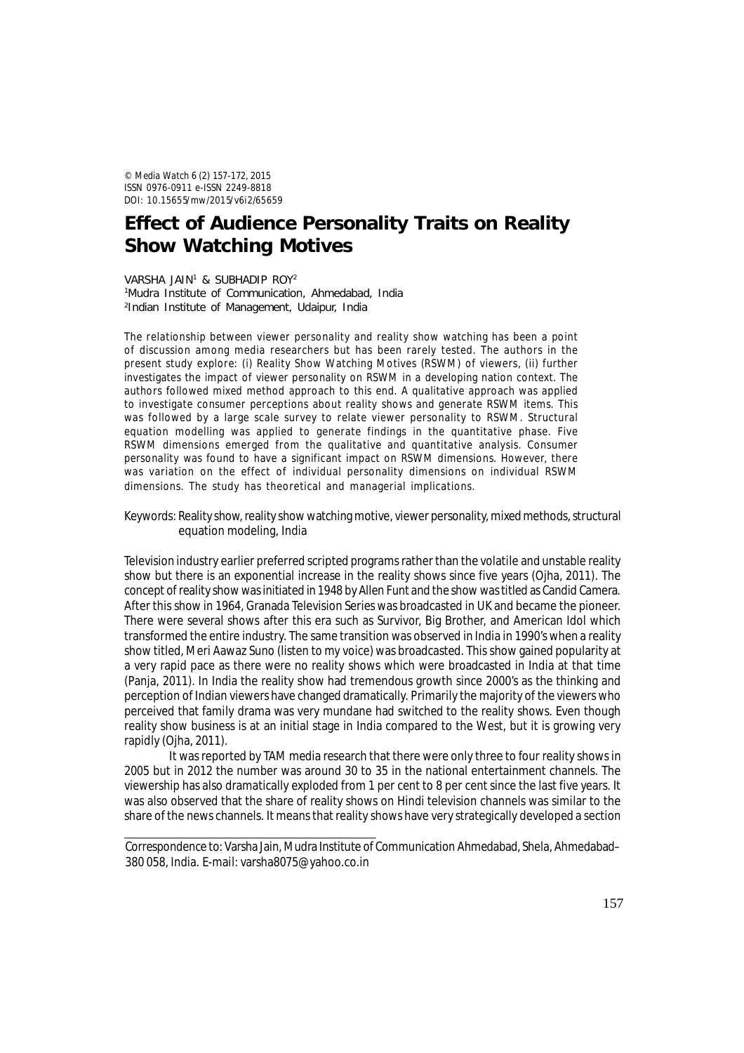© Media Watch 6 (2) 157-172, 2015
ISSN 0976-0911 e-ISSN 2249-8818
DOI: 10.15655/mw/2015/v6i2/65659

# Effect of Audience Personality Traits on Reality Show Watching Motives

VARSHA JAIN[1] & SUBHADIP ROY[2]

[1]Mudra Institute of Communication, Ahmedabad, India
[2]Indian Institute of Management, Udaipur, India

The relationship between viewer personality and reality show watching has been a point of discussion among media researchers but has been rarely tested. The authors in the present study explore: (i) Reality Show Watching Motives (RSWM) of viewers, (ii) further investigates the impact of viewer personality on RSWM in a developing nation context. The authors followed mixed method approach to this end. A qualitative approach was applied to investigate consumer perceptions about reality shows and generate RSWM items. This was followed by a large scale survey to relate viewer personality to RSWM. Structural equation modelling was applied to generate findings in the quantitative phase. Five RSWM dimensions emerged from the qualitative and quantitative analysis. Consumer personality was found to have a significant impact on RSWM dimensions. However, there was variation on the effect of individual personality dimensions on individual RSWM dimensions. The study has theoretical and managerial implications.

Keywords: Reality show, reality show watching motive, viewer personality, mixed methods, structural equation modeling, India

Television industry earlier preferred scripted programs rather than the volatile and unstable reality show but there is an exponential increase in the reality shows since five years (Ojha, 2011). The concept of reality show was initiated in 1948 by Allen Funt and the show was titled as Candid Camera. After this show in 1964, Granada Television Series was broadcasted in UK and became the pioneer. There were several shows after this era such as Survivor, Big Brother, and American Idol which transformed the entire industry. The same transition was observed in India in 1990's when a reality show titled, Meri Aawaz Suno (listen to my voice) was broadcasted. This show gained popularity at a very rapid pace as there were no reality shows which were broadcasted in India at that time (Panja, 2011). In India the reality show had tremendous growth since 2000's as the thinking and perception of Indian viewers have changed dramatically. Primarily the majority of the viewers who perceived that family drama was very mundane had switched to the reality shows. Even though reality show business is at an initial stage in India compared to the West, but it is growing very rapidly (Ojha, 2011).

It was reported by TAM media research that there were only three to four reality shows in 2005 but in 2012 the number was around 30 to 35 in the national entertainment channels. The viewership has also dramatically exploded from 1 per cent to 8 per cent since the last five years. It was also observed that the share of reality shows on Hindi television channels was similar to the share of the news channels. It means that reality shows have very strategically developed a section

Correspondence to: Varsha Jain, Mudra Institute of Communication Ahmedabad, Shela, Ahmedabad–380 058, India. E-mail: varsha8075@yahoo.co.in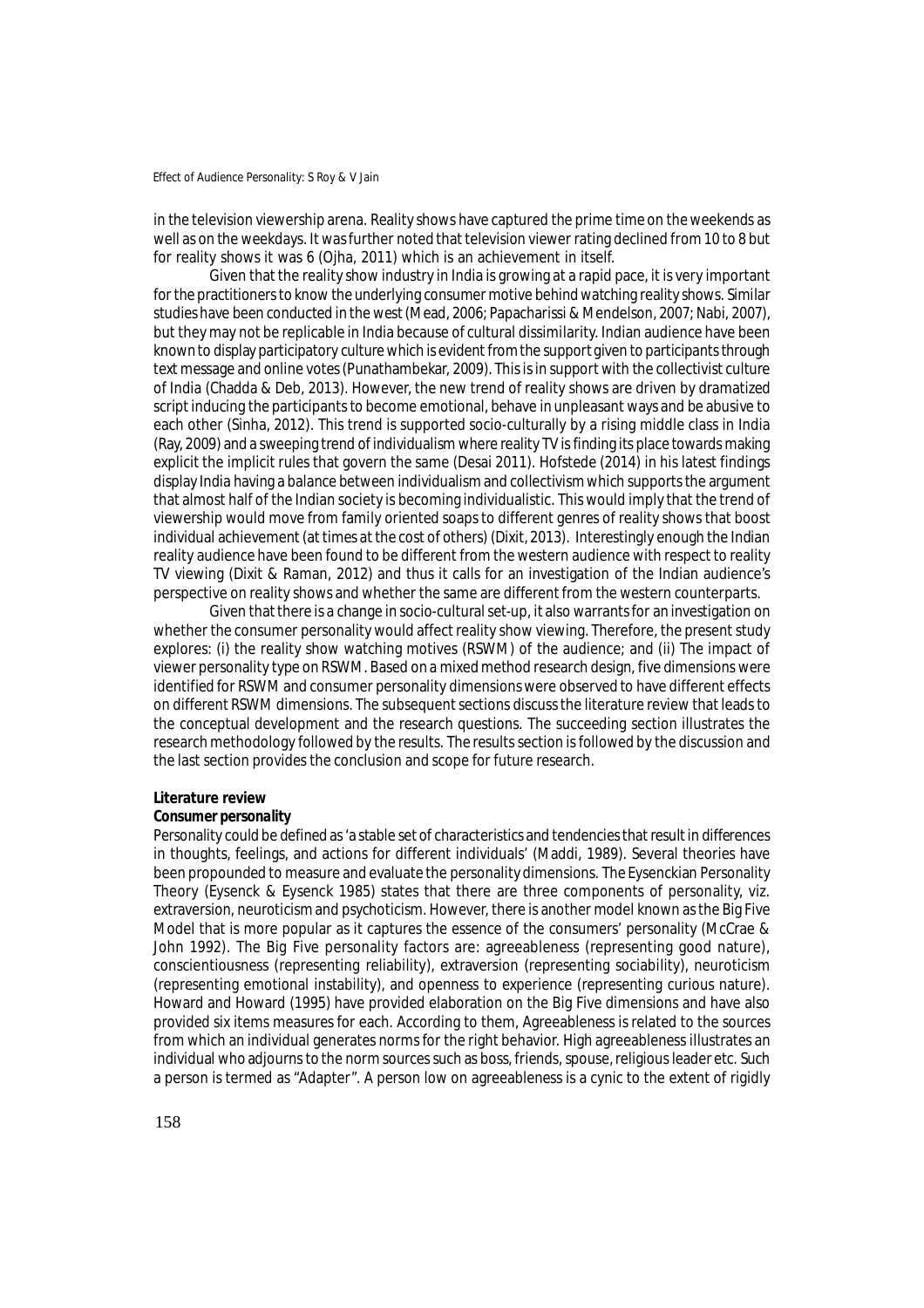in the television viewership arena. Reality shows have captured the prime time on the weekends as well as on the weekdays. It was further noted that television viewer rating declined from 10 to 8 but for reality shows it was 6 (Ojha, 2011) which is an achievement in itself.

Given that the reality show industry in India is growing at a rapid pace, it is very important for the practitioners to know the underlying consumer motive behind watching reality shows. Similar studies have been conducted in the west (Mead, 2006; Papacharissi & Mendelson, 2007; Nabi, 2007), but they may not be replicable in India because of cultural dissimilarity. Indian audience have been known to display participatory culture which is evident from the support given to participants through text message and online votes (Punathambekar, 2009). This is in support with the collectivist culture of India (Chadda & Deb, 2013). However, the new trend of reality shows are driven by dramatized script inducing the participants to become emotional, behave in unpleasant ways and be abusive to each other (Sinha, 2012). This trend is supported socio-culturally by a rising middle class in India (Ray, 2009) and a sweeping trend of individualism where reality TV is finding its place towards making explicit the implicit rules that govern the same (Desai 2011). Hofstede (2014) in his latest findings display India having a balance between individualism and collectivism which supports the argument that almost half of the Indian society is becoming individualistic. This would imply that the trend of viewership would move from family oriented soaps to different genres of reality shows that boost individual achievement (at times at the cost of others) (Dixit, 2013). Interestingly enough the Indian reality audience have been found to be different from the western audience with respect to reality TV viewing (Dixit & Raman, 2012) and thus it calls for an investigation of the Indian audience's perspective on reality shows and whether the same are different from the western counterparts.

Given that there is a change in socio-cultural set-up, it also warrants for an investigation on whether the consumer personality would affect reality show viewing. Therefore, the present study explores: (i) the reality show watching motives (RSWM) of the audience; and (ii) The impact of viewer personality type on RSWM. Based on a mixed method research design, five dimensions were identified for RSWM and consumer personality dimensions were observed to have different effects on different RSWM dimensions. The subsequent sections discuss the literature review that leads to the conceptual development and the research questions. The succeeding section illustrates the research methodology followed by the results. The results section is followed by the discussion and the last section provides the conclusion and scope for future research.

## Literature review

### Consumer personality

Personality could be defined as 'a stable set of characteristics and tendencies that result in differences in thoughts, feelings, and actions for different individuals' (Maddi, 1989). Several theories have been propounded to measure and evaluate the personality dimensions. The Eysenckian Personality Theory (Eysenck & Eysenck 1985) states that there are three components of personality, viz. extraversion, neuroticism and psychoticism. However, there is another model known as the Big Five Model that is more popular as it captures the essence of the consumers' personality (McCrae & John 1992). The Big Five personality factors are: agreeableness (representing good nature), conscientiousness (representing reliability), extraversion (representing sociability), neuroticism (representing emotional instability), and openness to experience (representing curious nature). Howard and Howard (1995) have provided elaboration on the Big Five dimensions and have also provided six items measures for each. According to them, Agreeableness is related to the sources from which an individual generates norms for the right behavior. High agreeableness illustrates an individual who adjourns to the norm sources such as boss, friends, spouse, religious leader etc. Such a person is termed as "Adapter". A person low on agreeableness is a cynic to the extent of rigidly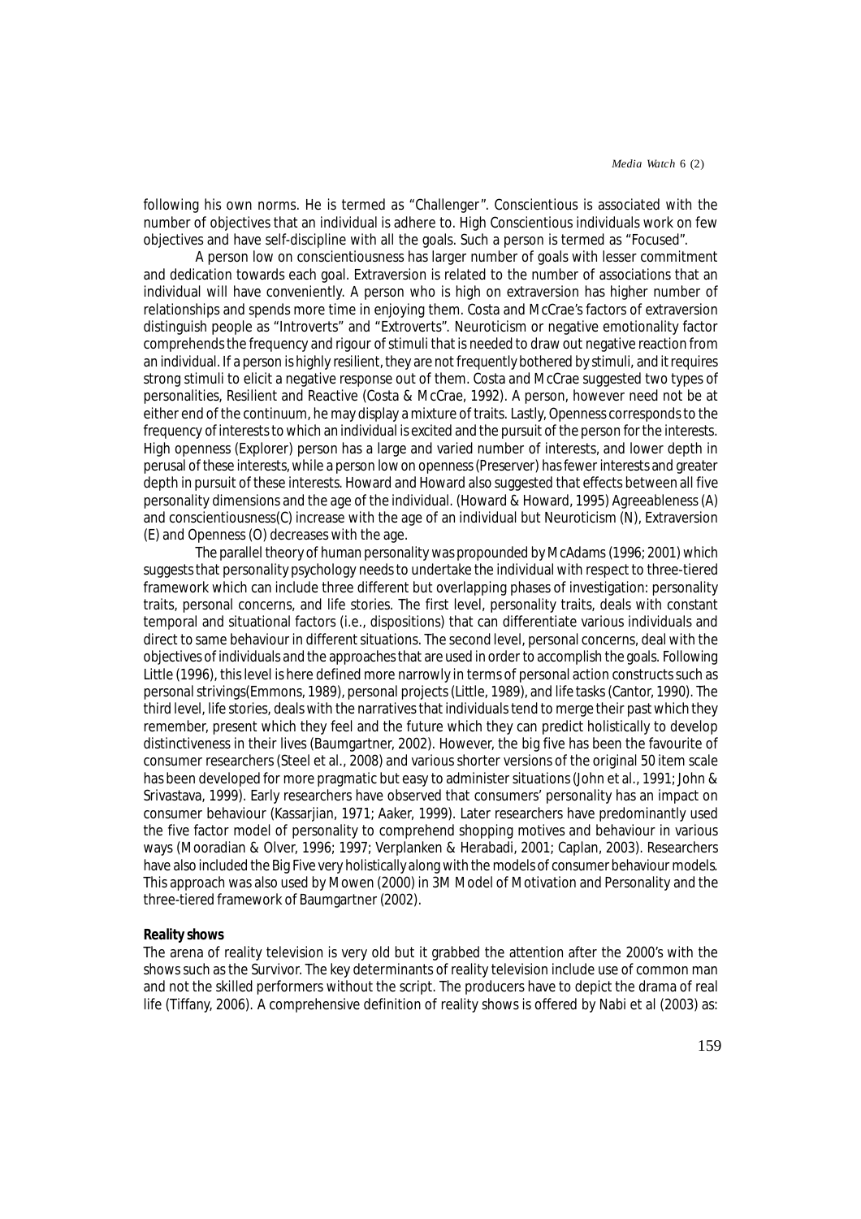following his own norms. He is termed as "Challenger". Conscientious is associated with the number of objectives that an individual is adhere to. High Conscientious individuals work on few objectives and have self-discipline with all the goals. Such a person is termed as "Focused".

A person low on conscientiousness has larger number of goals with lesser commitment and dedication towards each goal. Extraversion is related to the number of associations that an individual will have conveniently. A person who is high on extraversion has higher number of relationships and spends more time in enjoying them. Costa and McCrae's factors of extraversion distinguish people as "Introverts" and "Extroverts". Neuroticism or negative emotionality factor comprehends the frequency and rigour of stimuli that is needed to draw out negative reaction from an individual. If a person is highly resilient, they are not frequently bothered by stimuli, and it requires strong stimuli to elicit a negative response out of them. Costa and McCrae suggested two types of personalities, Resilient and Reactive (Costa & McCrae, 1992). A person, however need not be at either end of the continuum, he may display a mixture of traits. Lastly, Openness corresponds to the frequency of interests to which an individual is excited and the pursuit of the person for the interests. High openness (Explorer) person has a large and varied number of interests, and lower depth in perusal of these interests, while a person low on openness (Preserver) has fewer interests and greater depth in pursuit of these interests. Howard and Howard also suggested that effects between all five personality dimensions and the age of the individual. (Howard & Howard, 1995) Agreeableness (A) and conscientiousness(C) increase with the age of an individual but Neuroticism (N), Extraversion (E) and Openness (O) decreases with the age.

The parallel theory of human personality was propounded by McAdams (1996; 2001) which suggests that personality psychology needs to undertake the individual with respect to three-tiered framework which can include three different but overlapping phases of investigation: personality traits, personal concerns, and life stories. The first level, personality traits, deals with constant temporal and situational factors (i.e., dispositions) that can differentiate various individuals and direct to same behaviour in different situations. The second level, personal concerns, deal with the objectives of individuals and the approaches that are used in order to accomplish the goals. Following Little (1996), this level is here defined more narrowly in terms of personal action constructs such as personal strivings(Emmons, 1989), personal projects (Little, 1989), and life tasks (Cantor, 1990). The third level, life stories, deals with the narratives that individuals tend to merge their past which they remember, present which they feel and the future which they can predict holistically to develop distinctiveness in their lives (Baumgartner, 2002). However, the big five has been the favourite of consumer researchers (Steel et al., 2008) and various shorter versions of the original 50 item scale has been developed for more pragmatic but easy to administer situations (John et al., 1991; John & Srivastava, 1999). Early researchers have observed that consumers' personality has an impact on consumer behaviour (Kassarjian, 1971; Aaker, 1999). Later researchers have predominantly used the five factor model of personality to comprehend shopping motives and behaviour in various ways (Mooradian & Olver, 1996; 1997; Verplanken & Herabadi, 2001; Caplan, 2003). Researchers have also included the Big Five very holistically along with the models of consumer behaviour models. This approach was also used by Mowen (2000) in 3M Model of Motivation and Personality and the three-tiered framework of Baumgartner (2002).

**Reality shows**

The arena of reality television is very old but it grabbed the attention after the 2000's with the shows such as the Survivor. The key determinants of reality television include use of common man and not the skilled performers without the script. The producers have to depict the drama of real life (Tiffany, 2006). A comprehensive definition of reality shows is offered by Nabi et al (2003) as: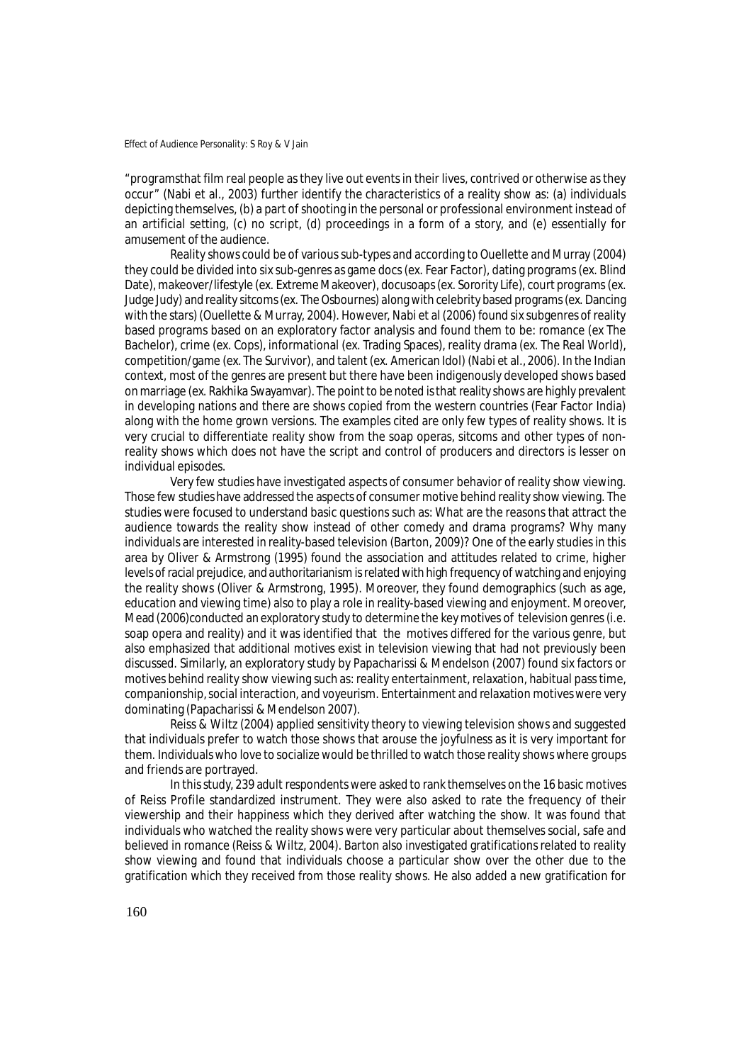"programsthat film real people as they live out events in their lives, contrived or otherwise as they occur" (Nabi et al., 2003) further identify the characteristics of a reality show as: (a) individuals depicting themselves, (b) a part of shooting in the personal or professional environment instead of an artificial setting, (c) no script, (d) proceedings in a form of a story, and (e) essentially for amusement of the audience.

Reality shows could be of various sub-types and according to Ouellette and Murray (2004) they could be divided into six sub-genres as game docs (ex. Fear Factor), dating programs (ex. Blind Date), makeover/lifestyle (ex. Extreme Makeover), docusoaps (ex. Sorority Life), court programs (ex. Judge Judy) and reality sitcoms (ex. The Osbournes) along with celebrity based programs (ex. Dancing with the stars) (Ouellette & Murray, 2004). However, Nabi et al (2006) found six subgenres of reality based programs based on an exploratory factor analysis and found them to be: romance (ex The Bachelor), crime (ex. Cops), informational (ex. Trading Spaces), reality drama (ex. The Real World), competition/game (ex. The Survivor), and talent (ex. American Idol) (Nabi et al., 2006). In the Indian context, most of the genres are present but there have been indigenously developed shows based on marriage (ex. Rakhika Swayamvar). The point to be noted is that reality shows are highly prevalent in developing nations and there are shows copied from the western countries (Fear Factor India) along with the home grown versions. The examples cited are only few types of reality shows. It is very crucial to differentiate reality show from the soap operas, sitcoms and other types of non-reality shows which does not have the script and control of producers and directors is lesser on individual episodes.

Very few studies have investigated aspects of consumer behavior of reality show viewing. Those few studies have addressed the aspects of consumer motive behind reality show viewing. The studies were focused to understand basic questions such as: What are the reasons that attract the audience towards the reality show instead of other comedy and drama programs? Why many individuals are interested in reality-based television (Barton, 2009)? One of the early studies in this area by Oliver & Armstrong (1995) found the association and attitudes related to crime, higher levels of racial prejudice, and authoritarianism is related with high frequency of watching and enjoying the reality shows (Oliver & Armstrong, 1995). Moreover, they found demographics (such as age, education and viewing time) also to play a role in reality-based viewing and enjoyment. Moreover, Mead (2006)conducted an exploratory study to determine the key motives of television genres (i.e. soap opera and reality) and it was identified that the motives differed for the various genre, but also emphasized that additional motives exist in television viewing that had not previously been discussed. Similarly, an exploratory study by Papacharissi & Mendelson (2007) found six factors or motives behind reality show viewing such as: reality entertainment, relaxation, habitual pass time, companionship, social interaction, and voyeurism. Entertainment and relaxation motives were very dominating (Papacharissi & Mendelson 2007).

Reiss & Wiltz (2004) applied sensitivity theory to viewing television shows and suggested that individuals prefer to watch those shows that arouse the joyfulness as it is very important for them. Individuals who love to socialize would be thrilled to watch those reality shows where groups and friends are portrayed.

In this study, 239 adult respondents were asked to rank themselves on the 16 basic motives of Reiss Profile standardized instrument. They were also asked to rate the frequency of their viewership and their happiness which they derived after watching the show. It was found that individuals who watched the reality shows were very particular about themselves social, safe and believed in romance (Reiss & Wiltz, 2004). Barton also investigated gratifications related to reality show viewing and found that individuals choose a particular show over the other due to the gratification which they received from those reality shows. He also added a new gratification for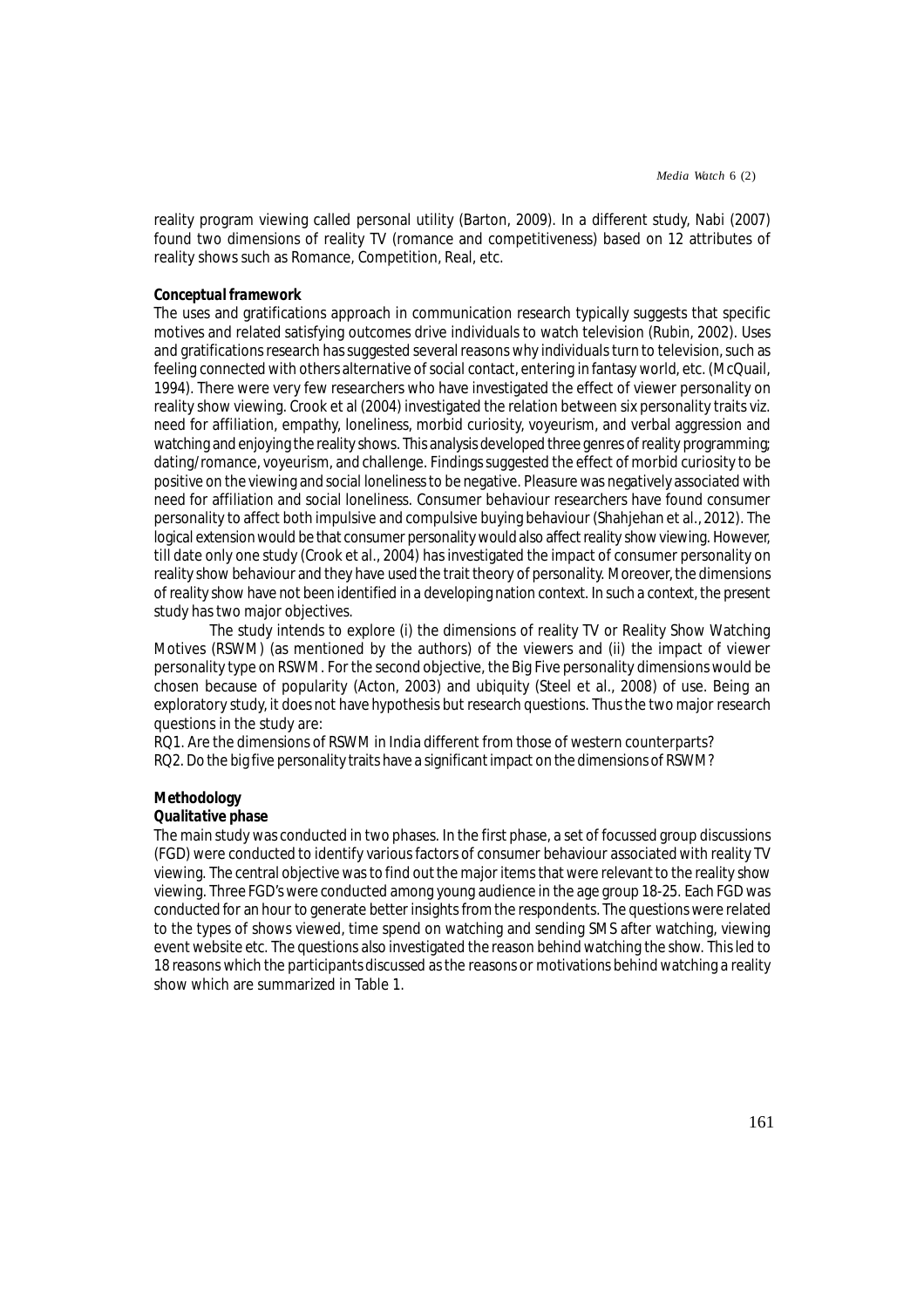reality program viewing called personal utility (Barton, 2009). In a different study, Nabi (2007) found two dimensions of reality TV (romance and competitiveness) based on 12 attributes of reality shows such as Romance, Competition, Real, etc.

### *Conceptual framework*

The uses and gratifications approach in communication research typically suggests that specific motives and related satisfying outcomes drive individuals to watch television (Rubin, 2002). Uses and gratifications research has suggested several reasons why individuals turn to television, such as feeling connected with others alternative of social contact, entering in fantasy world, etc. (McQuail, 1994). There were very few researchers who have investigated the effect of viewer personality on reality show viewing. Crook et al (2004) investigated the relation between six personality traits viz. need for affiliation, empathy, loneliness, morbid curiosity, voyeurism, and verbal aggression and watching and enjoying the reality shows. This analysis developed three genres of reality programming; dating/romance, voyeurism, and challenge. Findings suggested the effect of morbid curiosity to be positive on the viewing and social loneliness to be negative. Pleasure was negatively associated with need for affiliation and social loneliness. Consumer behaviour researchers have found consumer personality to affect both impulsive and compulsive buying behaviour (Shahjehan et al., 2012). The logical extension would be that consumer personality would also affect reality show viewing. However, till date only one study (Crook et al., 2004) has investigated the impact of consumer personality on reality show behaviour and they have used the trait theory of personality. Moreover, the dimensions of reality show have not been identified in a developing nation context. In such a context, the present study has two major objectives.

The study intends to explore (i) the dimensions of reality TV or Reality Show Watching Motives (RSWM) (as mentioned by the authors) of the viewers and (ii) the impact of viewer personality type on RSWM. For the second objective, the Big Five personality dimensions would be chosen because of popularity (Acton, 2003) and ubiquity (Steel et al., 2008) of use. Being an exploratory study, it does not have hypothesis but research questions. Thus the two major research questions in the study are:

RQ1. Are the dimensions of RSWM in India different from those of western counterparts?

RQ2. Do the big five personality traits have a significant impact on the dimensions of RSWM?

### *Methodology*

#### *Qualitative phase*

The main study was conducted in two phases. In the first phase, a set of focussed group discussions (FGD) were conducted to identify various factors of consumer behaviour associated with reality TV viewing. The central objective was to find out the major items that were relevant to the reality show viewing. Three FGD's were conducted among young audience in the age group 18-25. Each FGD was conducted for an hour to generate better insights from the respondents. The questions were related to the types of shows viewed, time spend on watching and sending SMS after watching, viewing event website etc. The questions also investigated the reason behind watching the show. This led to 18 reasons which the participants discussed as the reasons or motivations behind watching a reality show which are summarized in Table 1.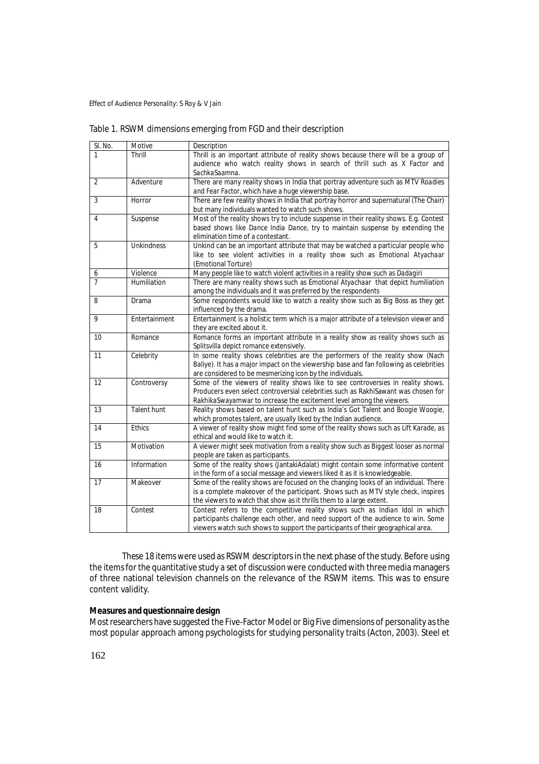Table 1. RSWM dimensions emerging from FGD and their description

| Sl. No. | Motive | Description |
|---|---|---|
| 1 | Thrill | Thrill is an important attribute of reality shows because there will be a group of audience who watch reality shows in search of thrill such as X Factor and SachkaSaamna. |
| 2 | Adventure | There are many reality shows in India that portray adventure such as MTV Roadies and Fear Factor, which have a huge viewership base. |
| 3 | Horror | There are few reality shows in India that portray horror and supernatural (The Chair) but many individuals wanted to watch such shows. |
| 4 | Suspense | Most of the reality shows try to include suspense in their reality shows. E.g. Contest based shows like Dance India Dance, try to maintain suspense by extending the elimination time of a contestant. |
| 5 | Unkindness | Unkind can be an important attribute that may be watched a particular people who like to see violent activities in a reality show such as Emotional Atyachaar (Emotional Torture) |
| 6 | Violence | Many people like to watch violent activities in a reality show such as Dadagiri |
| 7 | Humiliation | There are many reality shows such as Emotional Atyachaar that depict humiliation among the individuals and it was preferred by the respondents |
| 8 | Drama | Some respondents would like to watch a reality show such as Big Boss as they get influenced by the drama. |
| 9 | Entertainment | Entertainment is a holistic term which is a major attribute of a television viewer and they are excited about it. |
| 10 | Romance | Romance forms an important attribute in a reality show as reality shows such as Splitsvilla depict romance extensively. |
| 11 | Celebrity | In some reality shows celebrities are the performers of the reality show (Nach Baliye). It has a major impact on the viewership base and fan following as celebrities are considered to be mesmerizing icon by the individuals. |
| 12 | Controversy | Some of the viewers of reality shows like to see controversies in reality shows. Producers even select controversial celebrities such as RakhiSawant was chosen for RakhikaSwayamwar to increase the excitement level among the viewers. |
| 13 | Talent hunt | Reality shows based on talent hunt such as India's Got Talent and Boogie Woogie, which promotes talent, are usually liked by the Indian audience. |
| 14 | Ethics | A viewer of reality show might find some of the reality shows such as Lift Karade, as ethical and would like to watch it. |
| 15 | Motivation | A viewer might seek motivation from a reality show such as Biggest looser as normal people are taken as participants. |
| 16 | Information | Some of the reality shows (JantakiAdalat) might contain some informative content in the form of a social message and viewers liked it as it is knowledgeable. |
| 17 | Makeover | Some of the reality shows are focused on the changing looks of an individual. There is a complete makeover of the participant. Shows such as MTV style check, inspires the viewers to watch that show as it thrills them to a large extent. |
| 18 | Contest | Contest refers to the competitive reality shows such as Indian Idol in which participants challenge each other, and need support of the audience to win. Some viewers watch such shows to support the participants of their geographical area. |

These 18 items were used as RSWM descriptors in the next phase of the study. Before using the items for the quantitative study a set of discussion were conducted with three media managers of three national television channels on the relevance of the RSWM items. This was to ensure content validity.

**Measures and questionnaire design**

Most researchers have suggested the Five-Factor Model or Big Five dimensions of personality as the most popular approach among psychologists for studying personality traits (Acton, 2003). Steel et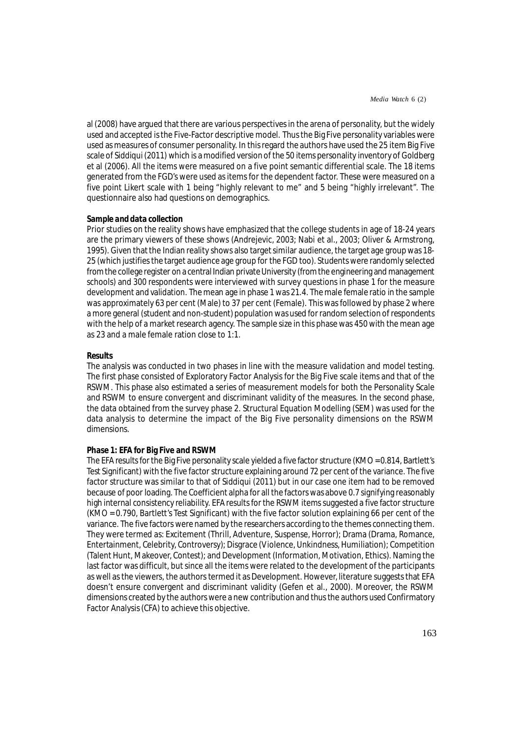al (2008) have argued that there are various perspectives in the arena of personality, but the widely used and accepted is the Five-Factor descriptive model. Thus the Big Five personality variables were used as measures of consumer personality. In this regard the authors have used the 25 item Big Five scale of Siddiqui (2011) which is a modified version of the 50 items personality inventory of Goldberg et al (2006). All the items were measured on a five point semantic differential scale. The 18 items generated from the FGD's were used as items for the dependent factor. These were measured on a five point Likert scale with 1 being "highly relevant to me" and 5 being "highly irrelevant". The questionnaire also had questions on demographics.

**Sample and data collection**

Prior studies on the reality shows have emphasized that the college students in age of 18-24 years are the primary viewers of these shows (Andrejevic, 2003; Nabi et al., 2003; Oliver & Armstrong, 1995). Given that the Indian reality shows also target similar audience, the target age group was 18-25 (which justifies the target audience age group for the FGD too). Students were randomly selected from the college register on a central Indian private University (from the engineering and management schools) and 300 respondents were interviewed with survey questions in phase 1 for the measure development and validation. The mean age in phase 1 was 21.4. The male female ratio in the sample was approximately 63 per cent (Male) to 37 per cent (Female). This was followed by phase 2 where a more general (student and non-student) population was used for random selection of respondents with the help of a market research agency. The sample size in this phase was 450 with the mean age as 23 and a male female ration close to 1:1.

**Results**

The analysis was conducted in two phases in line with the measure validation and model testing. The first phase consisted of Exploratory Factor Analysis for the Big Five scale items and that of the RSWM. This phase also estimated a series of measurement models for both the Personality Scale and RSWM to ensure convergent and discriminant validity of the measures. In the second phase, the data obtained from the survey phase 2. Structural Equation Modelling (SEM) was used for the data analysis to determine the impact of the Big Five personality dimensions on the RSWM dimensions.

**Phase 1: EFA for Big Five and RSWM**

The EFA results for the Big Five personality scale yielded a five factor structure (KMO = 0.814, Bartlett's Test Significant) with the five factor structure explaining around 72 per cent of the variance. The five factor structure was similar to that of Siddiqui (2011) but in our case one item had to be removed because of poor loading. The Coefficient alpha for all the factors was above 0.7 signifying reasonably high internal consistency reliability. EFA results for the RSWM items suggested a five factor structure (KMO = 0.790, Bartlett's Test Significant) with the five factor solution explaining 66 per cent of the variance. The five factors were named by the researchers according to the themes connecting them. They were termed as: Excitement (Thrill, Adventure, Suspense, Horror); Drama (Drama, Romance, Entertainment, Celebrity, Controversy); Disgrace (Violence, Unkindness, Humiliation); Competition (Talent Hunt, Makeover, Contest); and Development (Information, Motivation, Ethics). Naming the last factor was difficult, but since all the items were related to the development of the participants as well as the viewers, the authors termed it as Development. However, literature suggests that EFA doesn't ensure convergent and discriminant validity (Gefen et al., 2000). Moreover, the RSWM dimensions created by the authors were a new contribution and thus the authors used Confirmatory Factor Analysis (CFA) to achieve this objective.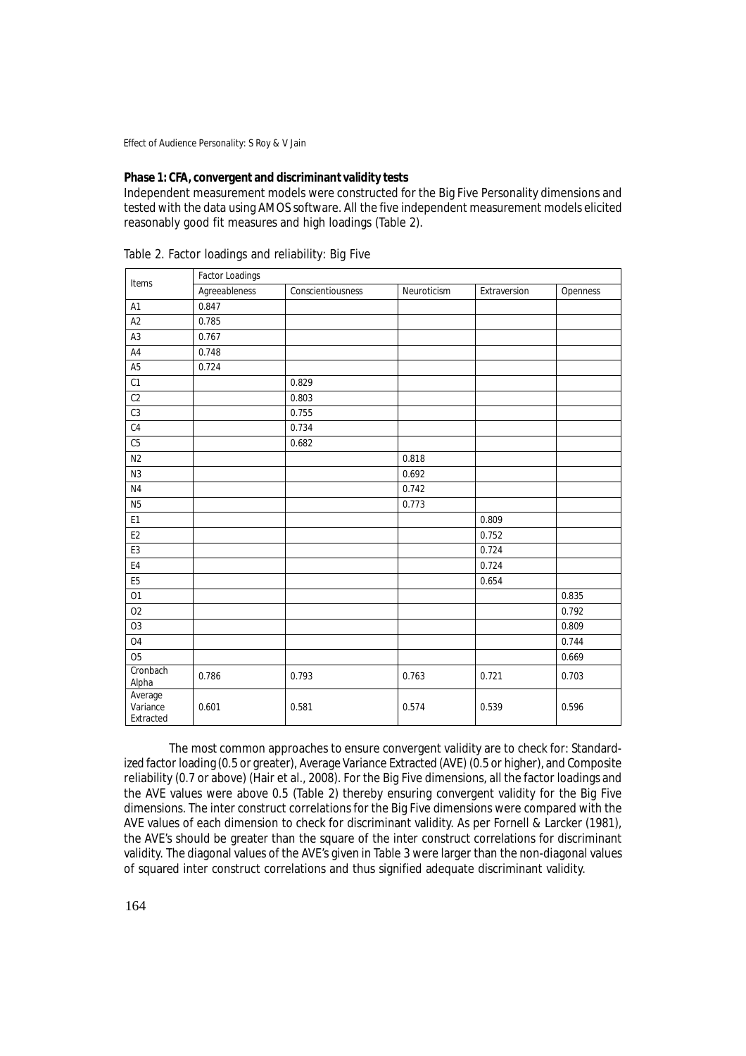### Phase 1: CFA, convergent and discriminant validity tests

Independent measurement models were constructed for the Big Five Personality dimensions and tested with the data using AMOS software. All the five independent measurement models elicited reasonably good fit measures and high loadings (Table 2).

Table 2. Factor loadings and reliability: Big Five

| Items | Factor Loadings | | | | |
|---|---|---|---|---|---|
| | Agreeableness | Conscientiousness | Neuroticism | Extraversion | Openness |
| A1 | 0.847 | | | | |
| A2 | 0.785 | | | | |
| A3 | 0.767 | | | | |
| A4 | 0.748 | | | | |
| A5 | 0.724 | | | | |
| C1 | | 0.829 | | | |
| C2 | | 0.803 | | | |
| C3 | | 0.755 | | | |
| C4 | | 0.734 | | | |
| C5 | | 0.682 | | | |
| N2 | | | 0.818 | | |
| N3 | | | 0.692 | | |
| N4 | | | 0.742 | | |
| N5 | | | 0.773 | | |
| E1 | | | | 0.809 | |
| E2 | | | | 0.752 | |
| E3 | | | | 0.724 | |
| E4 | | | | 0.724 | |
| E5 | | | | 0.654 | |
| O1 | | | | | 0.835 |
| O2 | | | | | 0.792 |
| O3 | | | | | 0.809 |
| O4 | | | | | 0.744 |
| O5 | | | | | 0.669 |
| Cronbach Alpha | 0.786 | 0.793 | 0.763 | 0.721 | 0.703 |
| Average Variance Extracted | 0.601 | 0.581 | 0.574 | 0.539 | 0.596 |

The most common approaches to ensure convergent validity are to check for: Standardized factor loading (0.5 or greater), Average Variance Extracted (AVE) (0.5 or higher), and Composite reliability (0.7 or above) (Hair et al., 2008). For the Big Five dimensions, all the factor loadings and the AVE values were above 0.5 (Table 2) thereby ensuring convergent validity for the Big Five dimensions. The inter construct correlations for the Big Five dimensions were compared with the AVE values of each dimension to check for discriminant validity. As per Fornell & Larcker (1981), the AVE's should be greater than the square of the inter construct correlations for discriminant validity. The diagonal values of the AVE's given in Table 3 were larger than the non-diagonal values of squared inter construct correlations and thus signified adequate discriminant validity.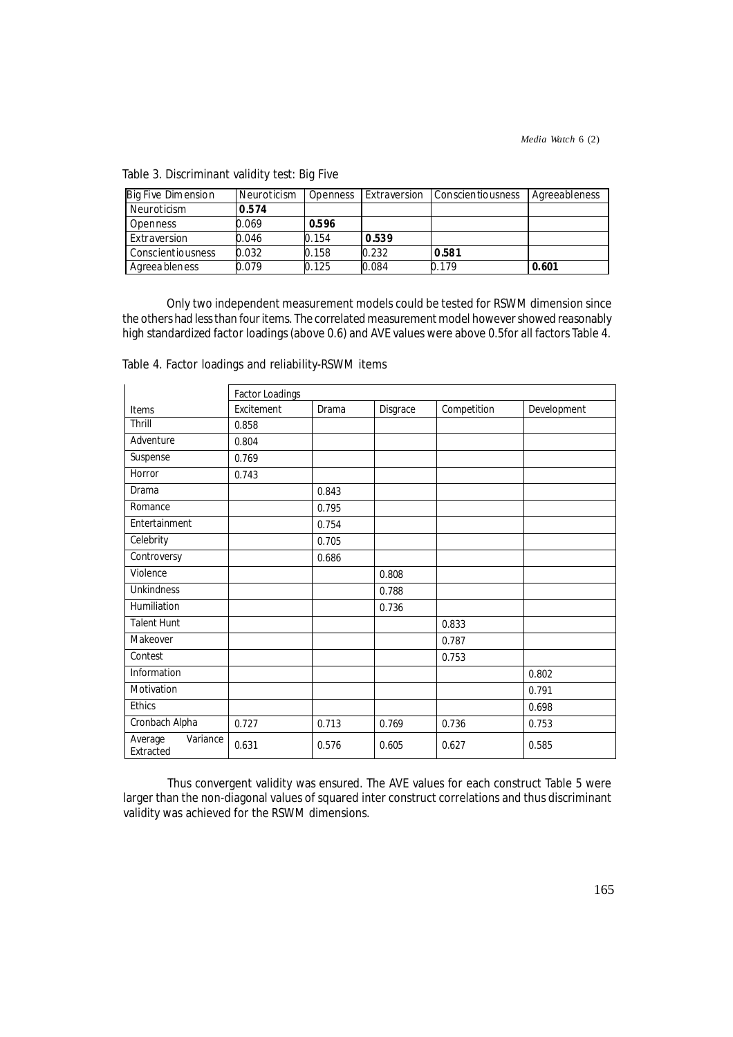Table 3. Discriminant validity test: Big Five

| Big Five Dimension | Neuroticism | Openness | Extraversion | Conscientiousness | Agreeableness |
|---|---|---|---|---|---|
| Neuroticism | **0.574** | | | | |
| Openness | 0.069 | **0.596** | | | |
| Extraversion | 0.046 | 0.154 | **0.539** | | |
| Conscientiousness | 0.032 | 0.158 | 0.232 | **0.581** | |
| Agreeableness | 0.079 | 0.125 | 0.084 | 0.179 | **0.601** |

Only two independent measurement models could be tested for RSWM dimension since the others had less than four items. The correlated measurement model however showed reasonably high standardized factor loadings (above 0.6) and AVE values were above 0.5for all factors Table 4.

Table 4. Factor loadings and reliability-RSWM items

| | Factor Loadings | | | | |
|---|---|---|---|---|---|
| Items | Excitement | Drama | Disgrace | Competition | Development |
| Thrill | 0.858 | | | | |
| Adventure | 0.804 | | | | |
| Suspense | 0.769 | | | | |
| Horror | 0.743 | | | | |
| Drama | | 0.843 | | | |
| Romance | | 0.795 | | | |
| Entertainment | | 0.754 | | | |
| Celebrity | | 0.705 | | | |
| Controversy | | 0.686 | | | |
| Violence | | | 0.808 | | |
| Unkindness | | | 0.788 | | |
| Humiliation | | | 0.736 | | |
| Talent Hunt | | | | 0.833 | |
| Makeover | | | | 0.787 | |
| Contest | | | | 0.753 | |
| Information | | | | | 0.802 |
| Motivation | | | | | 0.791 |
| Ethics | | | | | 0.698 |
| Cronbach Alpha | 0.727 | 0.713 | 0.769 | 0.736 | 0.753 |
| Average Variance Extracted | 0.631 | 0.576 | 0.605 | 0.627 | 0.585 |

Thus convergent validity was ensured. The AVE values for each construct Table 5 were larger than the non-diagonal values of squared inter construct correlations and thus discriminant validity was achieved for the RSWM dimensions.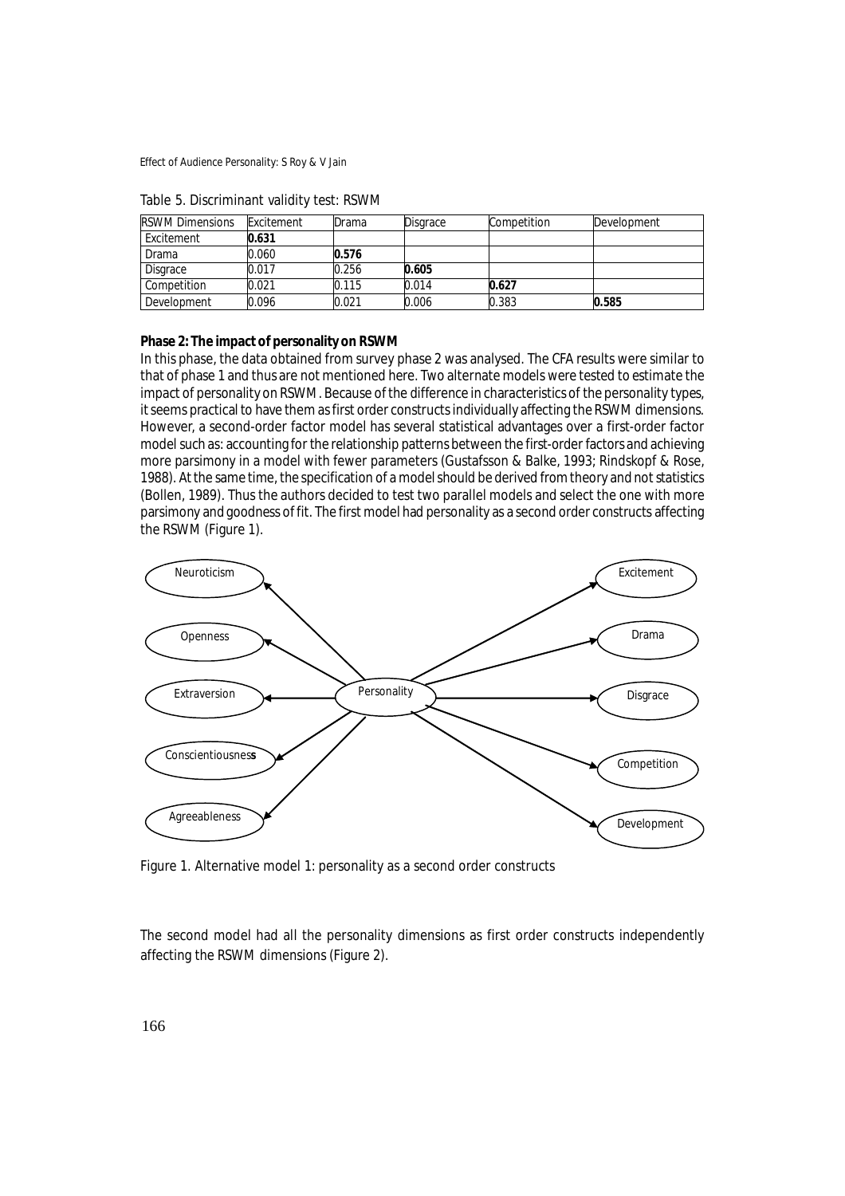Table 5. Discriminant validity test: RSWM

| RSWM Dimensions | Excitement | Drama | Disgrace | Competition | Development |
|---|---|---|---|---|---|
| Excitement | **0.631** | | | | |
| Drama | 0.060 | **0.576** | | | |
| Disgrace | 0.017 | 0.256 | **0.605** | | |
| Competition | 0.021 | 0.115 | 0.014 | **0.627** | |
| Development | 0.096 | 0.021 | 0.006 | 0.383 | **0.585** |

**Phase 2: The impact of personality on RSWM**

In this phase, the data obtained from survey phase 2 was analysed. The CFA results were similar to that of phase 1 and thus are not mentioned here. Two alternate models were tested to estimate the impact of personality on RSWM. Because of the difference in characteristics of the personality types, it seems practical to have them as first order constructs individually affecting the RSWM dimensions. However, a second-order factor model has several statistical advantages over a first-order factor model such as: accounting for the relationship patterns between the first-order factors and achieving more parsimony in a model with fewer parameters (Gustafsson & Balke, 1993; Rindskopf & Rose, 1988). At the same time, the specification of a model should be derived from theory and not statistics (Bollen, 1989). Thus the authors decided to test two parallel models and select the one with more parsimony and goodness of fit. The first model had personality as a second order constructs affecting the RSWM (Figure 1).

Figure 1. Alternative model 1: personality as a second order constructs

The second model had all the personality dimensions as first order constructs independently affecting the RSWM dimensions (Figure 2).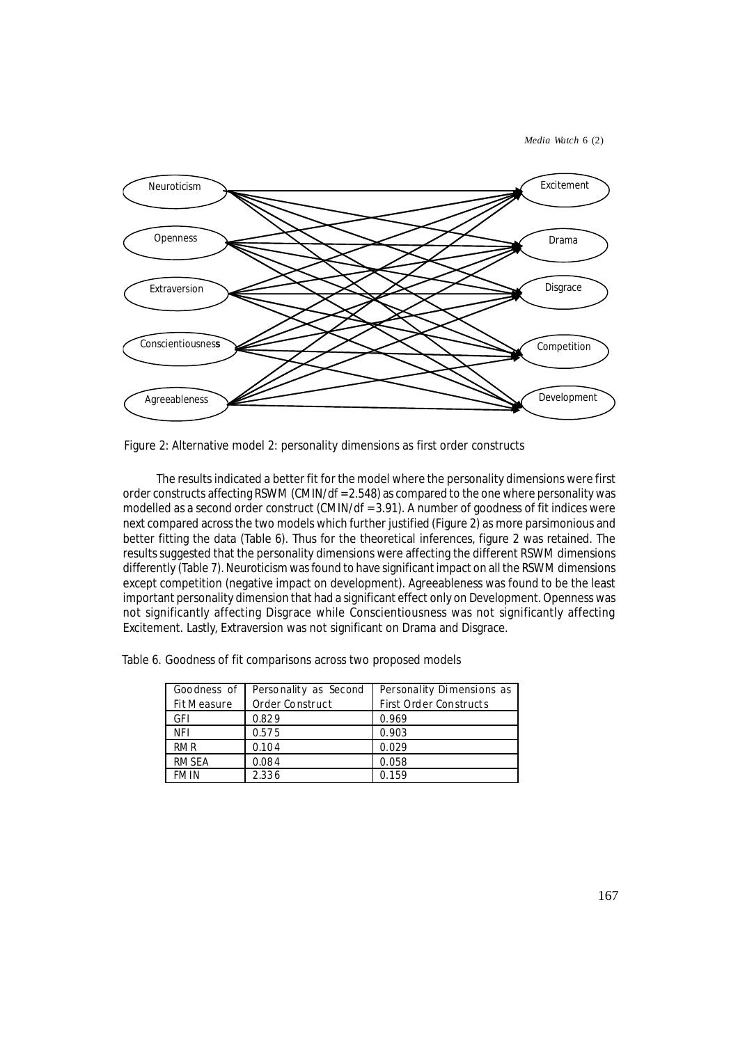Figure 2: Alternative model 2: personality dimensions as first order constructs

The results indicated a better fit for the model where the personality dimensions were first order constructs affecting RSWM (CMIN/df =2.548) as compared to the one where personality was modelled as a second order construct (CMIN/df =3.91). A number of goodness of fit indices were next compared across the two models which further justified (Figure 2) as more parsimonious and better fitting the data (Table 6). Thus for the theoretical inferences, figure 2 was retained. The results suggested that the personality dimensions were affecting the different RSWM dimensions differently (Table 7). Neuroticism was found to have significant impact on all the RSWM dimensions except competition (negative impact on development). Agreeableness was found to be the least important personality dimension that had a significant effect only on Development. Openness was not significantly affecting Disgrace while Conscientiousness was not significantly affecting Excitement. Lastly, Extraversion was not significant on Drama and Disgrace.

Table 6. Goodness of fit comparisons across two proposed models

| Goodness of Fit Measure | Personality as Second Order Construct | Personality Dimensions as First Order Constructs |
|---|---|---|
| GFI | 0.829 | 0.969 |
| NFI | 0.575 | 0.903 |
| RMR | 0.104 | 0.029 |
| RMSEA | 0.084 | 0.058 |
| FMIN | 2.336 | 0.159 |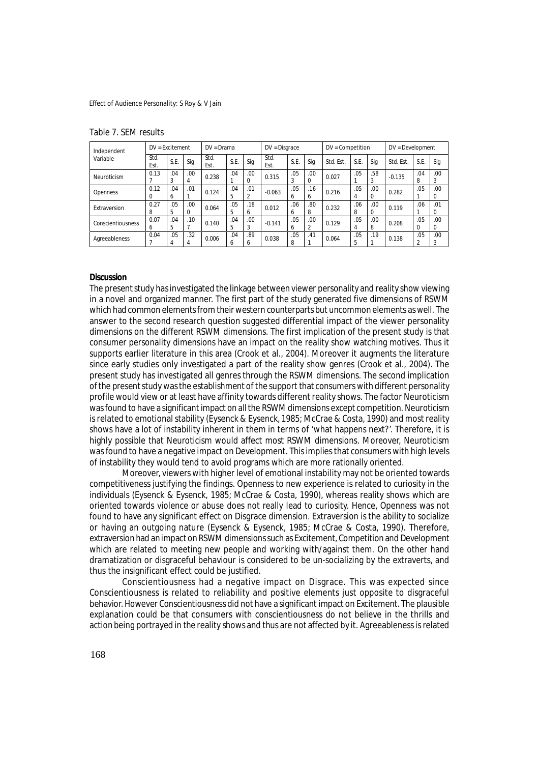Table 7. SEM results

| Independent Variable | DV = Excitement | | | DV = Drama | | | DV = Disgrace | | | DV = Competition | | | DV = Development | | |
|---|---|---|---|---|---|---|---|---|---|---|---|---|---|---|---|
| | Std. Est. | S.E. | Sig | Std. Est. | S.E. | Sig | Std. Est. | S.E. | Sig | Std. Est. | S.E. | Sig | Std. Est. | S.E. | Sig |
| Neuroticism | 0.137 | .043 | .004 | 0.238 | .041 | .000 | 0.315 | .053 | .000 | 0.027 | .051 | .583 | -0.135 | .048 | .003 |
| Openness | 0.120 | .046 | .011 | 0.124 | .045 | .012 | -0.063 | .056 | .166 | 0.216 | .054 | .000 | 0.282 | .051 | .000 |
| Extraversion | 0.278 | .055 | .000 | 0.064 | .055 | .186 | 0.012 | .066 | .808 | 0.232 | .068 | .000 | 0.119 | .061 | .010 |
| Conscientiousness | 0.076 | .045 | .107 | 0.140 | .045 | .003 | -0.141 | .056 | .002 | 0.129 | .054 | .008 | 0.208 | .050 | .000 |
| Agreeableness | 0.047 | .054 | .324 | 0.006 | .046 | .896 | 0.038 | .058 | .411 | 0.064 | .055 | .191 | 0.138 | .052 | .003 |

**Discussion**

The present study has investigated the linkage between viewer personality and reality show viewing in a novel and organized manner. The first part of the study generated five dimensions of RSWM which had common elements from their western counterparts but uncommon elements as well. The answer to the second research question suggested differential impact of the viewer personality dimensions on the different RSWM dimensions. The first implication of the present study is that consumer personality dimensions have an impact on the reality show watching motives. Thus it supports earlier literature in this area (Crook et al., 2004). Moreover it augments the literature since early studies only investigated a part of the reality show genres (Crook et al., 2004). The present study has investigated all genres through the RSWM dimensions. The second implication of the present study was the establishment of the support that consumers with different personality profile would view or at least have affinity towards different reality shows. The factor Neuroticism was found to have a significant impact on all the RSWM dimensions except competition. Neuroticism is related to emotional stability (Eysenck & Eysenck, 1985; McCrae & Costa, 1990) and most reality shows have a lot of instability inherent in them in terms of 'what happens next?'. Therefore, it is highly possible that Neuroticism would affect most RSWM dimensions. Moreover, Neuroticism was found to have a negative impact on Development. This implies that consumers with high levels of instability they would tend to avoid programs which are more rationally oriented.

Moreover, viewers with higher level of emotional instability may not be oriented towards competitiveness justifying the findings. Openness to new experience is related to curiosity in the individuals (Eysenck & Eysenck, 1985; McCrae & Costa, 1990), whereas reality shows which are oriented towards violence or abuse does not really lead to curiosity. Hence, Openness was not found to have any significant effect on Disgrace dimension. Extraversion is the ability to socialize or having an outgoing nature (Eysenck & Eysenck, 1985; McCrae & Costa, 1990). Therefore, extraversion had an impact on RSWM dimensions such as Excitement, Competition and Development which are related to meeting new people and working with/against them. On the other hand dramatization or disgraceful behaviour is considered to be un-socializing by the extraverts, and thus the insignificant effect could be justified.

Conscientiousness had a negative impact on Disgrace. This was expected since Conscientiousness is related to reliability and positive elements just opposite to disgraceful behavior. However Conscientiousness did not have a significant impact on Excitement. The plausible explanation could be that consumers with conscientiousness do not believe in the thrills and action being portrayed in the reality shows and thus are not affected by it. Agreeableness is related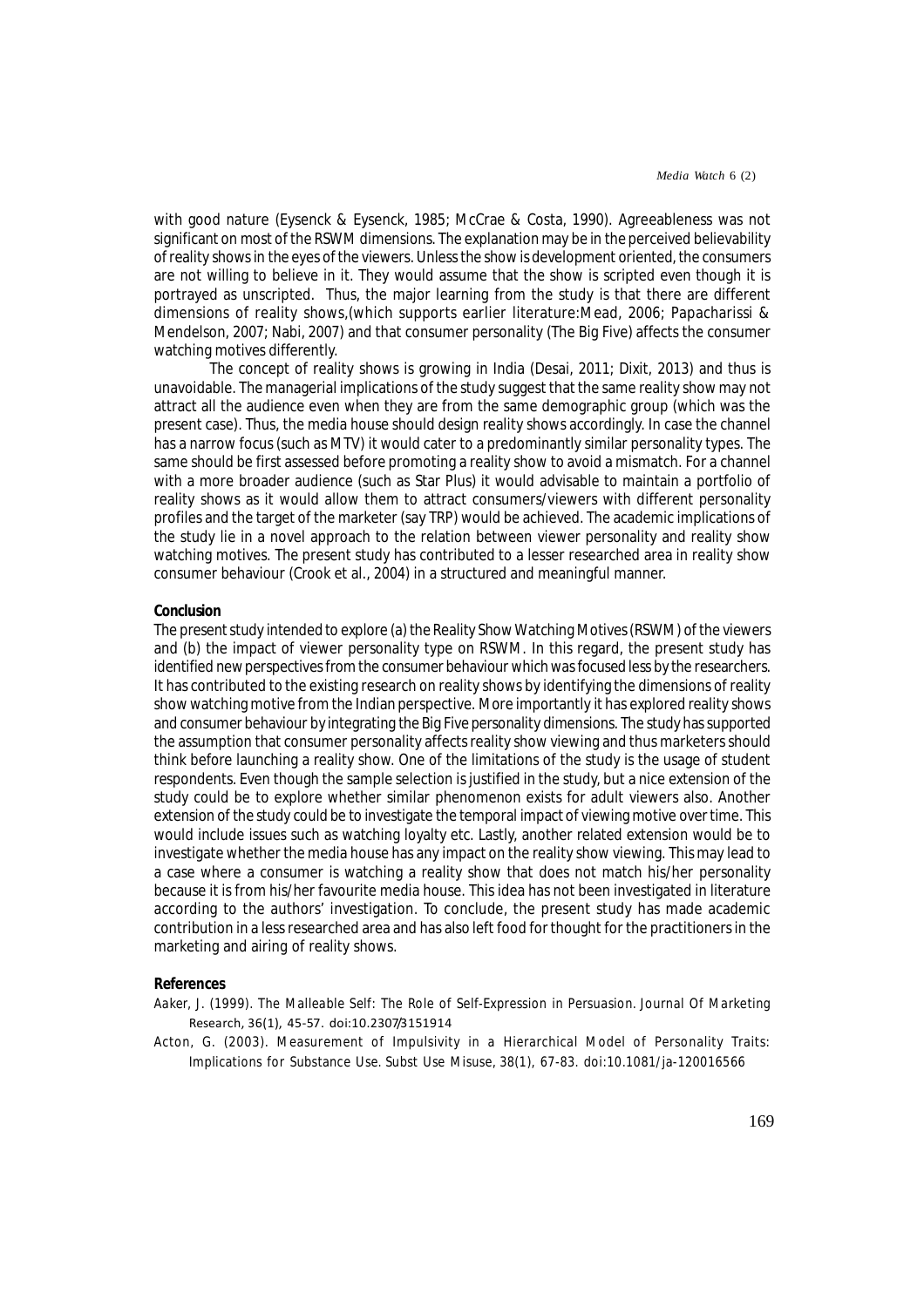with good nature (Eysenck & Eysenck, 1985; McCrae & Costa, 1990). Agreeableness was not significant on most of the RSWM dimensions. The explanation may be in the perceived believability of reality shows in the eyes of the viewers. Unless the show is development oriented, the consumers are not willing to believe in it. They would assume that the show is scripted even though it is portrayed as unscripted. Thus, the major learning from the study is that there are different dimensions of reality shows,(which supports earlier literature:Mead, 2006; Papacharissi & Mendelson, 2007; Nabi, 2007) and that consumer personality (The Big Five) affects the consumer watching motives differently.

The concept of reality shows is growing in India (Desai, 2011; Dixit, 2013) and thus is unavoidable. The managerial implications of the study suggest that the same reality show may not attract all the audience even when they are from the same demographic group (which was the present case). Thus, the media house should design reality shows accordingly. In case the channel has a narrow focus (such as MTV) it would cater to a predominantly similar personality types. The same should be first assessed before promoting a reality show to avoid a mismatch. For a channel with a more broader audience (such as Star Plus) it would advisable to maintain a portfolio of reality shows as it would allow them to attract consumers/viewers with different personality profiles and the target of the marketer (say TRP) would be achieved. The academic implications of the study lie in a novel approach to the relation between viewer personality and reality show watching motives. The present study has contributed to a lesser researched area in reality show consumer behaviour (Crook et al., 2004) in a structured and meaningful manner.

## Conclusion

The present study intended to explore (a) the Reality Show Watching Motives (RSWM) of the viewers and (b) the impact of viewer personality type on RSWM. In this regard, the present study has identified new perspectives from the consumer behaviour which was focused less by the researchers. It has contributed to the existing research on reality shows by identifying the dimensions of reality show watching motive from the Indian perspective. More importantly it has explored reality shows and consumer behaviour by integrating the Big Five personality dimensions. The study has supported the assumption that consumer personality affects reality show viewing and thus marketers should think before launching a reality show. One of the limitations of the study is the usage of student respondents. Even though the sample selection is justified in the study, but a nice extension of the study could be to explore whether similar phenomenon exists for adult viewers also. Another extension of the study could be to investigate the temporal impact of viewing motive over time. This would include issues such as watching loyalty etc. Lastly, another related extension would be to investigate whether the media house has any impact on the reality show viewing. This may lead to a case where a consumer is watching a reality show that does not match his/her personality because it is from his/her favourite media house. This idea has not been investigated in literature according to the authors' investigation. To conclude, the present study has made academic contribution in a less researched area and has also left food for thought for the practitioners in the marketing and airing of reality shows.

## References

Aaker, J. (1999). The Malleable Self: The Role of Self-Expression in Persuasion. Journal Of Marketing Research, 36(1), 45-57. doi:10.2307/3151914

Acton, G. (2003). Measurement of Impulsivity in a Hierarchical Model of Personality Traits: Implications for Substance Use. Subst Use Misuse, 38(1), 67-83. doi:10.1081/ja-120016566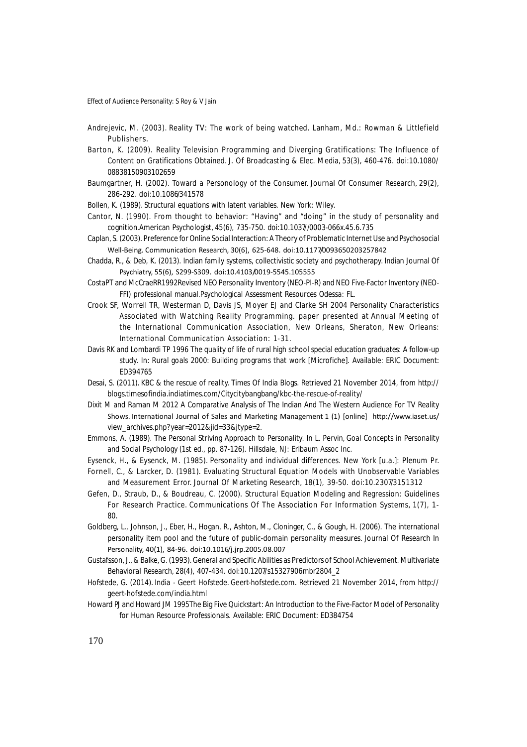Andrejevic, M. (2003). Reality TV: The work of being watched. Lanham, Md.: Rowman & Littlefield Publishers.

Barton, K. (2009). Reality Television Programming and Diverging Gratifications: The Influence of Content on Gratifications Obtained. J. Of Broadcasting & Elec. Media, 53(3), 460-476. doi:10.1080/08838150903102659

Baumgartner, H. (2002). Toward a Personology of the Consumer. Journal Of Consumer Research, 29(2), 286-292. doi:10.1086/341578

Bollen, K. (1989). Structural equations with latent variables. New York: Wiley.

Cantor, N. (1990). From thought to behavior: "Having" and "doing" in the study of personality and cognition.American Psychologist, 45(6), 735-750. doi:10.1037//0003-066x.45.6.735

Caplan, S. (2003). Preference for Online Social Interaction: A Theory of Problematic Internet Use and Psychosocial Well-Being. Communication Research, 30(6), 625-648. doi:10.1177/0093650203257842

Chadda, R., & Deb, K. (2013). Indian family systems, collectivistic society and psychotherapy. Indian Journal Of Psychiatry, 55(6), S299-S309. doi:10.4103/0019-5545.105555

CostaPT and McCraeRR1992Revised NEO Personality Inventory (NEO-PI-R) and NEO Five-Factor Inventory (NEO-FFI) professional manual.Psychological Assessment Resources Odessa: FL.

Crook SF, Worrell TR, Westerman D, Davis JS, Moyer EJ and Clarke SH 2004 Personality Characteristics Associated with Watching Reality Programming. paper presented at Annual Meeting of the International Communication Association, New Orleans, Sheraton, New Orleans: International Communication Association: 1-31.

Davis RK and Lombardi TP 1996 The quality of life of rural high school special education graduates: A follow-up study. In: Rural goals 2000: Building programs that work [Microfiche]. Available: ERIC Document: ED394765

Desai, S. (2011). KBC & the rescue of reality. Times Of India Blogs. Retrieved 21 November 2014, from http://blogs.timesofindia.indiatimes.com/Citycitybangbang/kbc-the-rescue-of-reality/

Dixit M and Raman M 2012 A Comparative Analysis of The Indian And The Western Audience For TV Reality Shows. International Journal of Sales and Marketing Management 1 (1) [online] http://www.iaset.us/view_archives.php?year=2012&jid=33&jtype=2.

Emmons, A. (1989). The Personal Striving Approach to Personality. In L. Pervin, Goal Concepts in Personality and Social Psychology (1st ed., pp. 87-126). Hillsdale, NJ: Erlbaum Assoc Inc.

Eysenck, H., & Eysenck, M. (1985). Personality and individual differences. New York [u.a.]: Plenum Pr.

Fornell, C., & Larcker, D. (1981). Evaluating Structural Equation Models with Unobservable Variables and Measurement Error. Journal Of Marketing Research, 18(1), 39-50. doi:10.2307/3151312

Gefen, D., Straub, D., & Boudreau, C. (2000). Structural Equation Modeling and Regression: Guidelines For Research Practice. Communications Of The Association For Information Systems, 1(7), 1-80.

Goldberg, L., Johnson, J., Eber, H., Hogan, R., Ashton, M., Cloninger, C., & Gough, H. (2006). The international personality item pool and the future of public-domain personality measures. Journal Of Research In Personality, 40(1), 84-96. doi:10.1016/j.jrp.2005.08.007

Gustafsson, J., & Balke, G. (1993). General and Specific Abilities as Predictors of School Achievement. Multivariate Behavioral Research, 28(4), 407-434. doi:10.1207/s15327906mbr2804_2

Hofstede, G. (2014). India - Geert Hofstede. Geert-hofstede.com. Retrieved 21 November 2014, from http://geert-hofstede.com/india.html

Howard PJ and Howard JM 1995The Big Five Quickstart: An Introduction to the Five-Factor Model of Personality for Human Resource Professionals. Available: ERIC Document: ED384754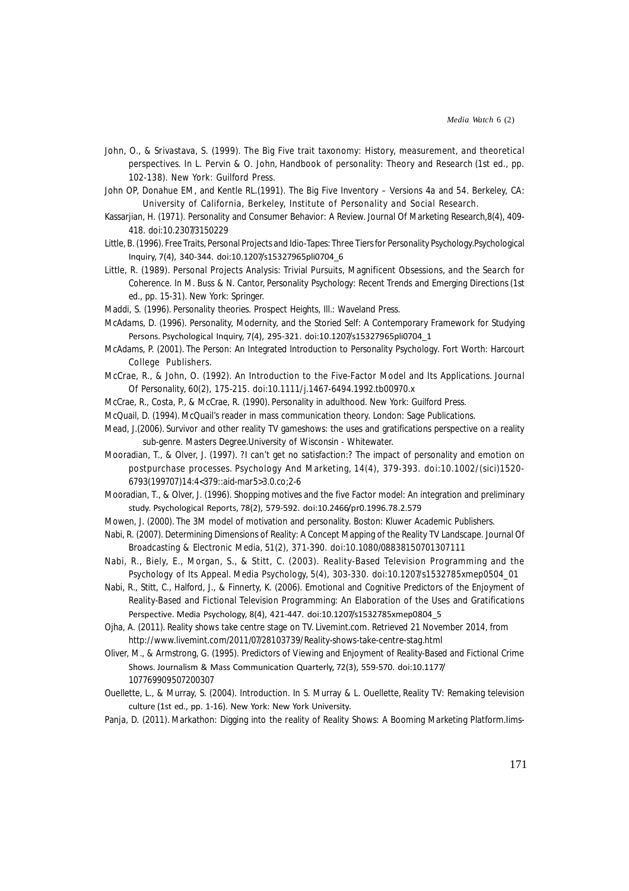John, O., & Srivastava, S. (1999). The Big Five trait taxonomy: History, measurement, and theoretical perspectives. In L. Pervin & O. John, Handbook of personality: Theory and Research (1st ed., pp. 102-138). New York: Guilford Press.

John OP, Donahue EM, and Kentle RL.(1991). The Big Five Inventory – Versions 4a and 54. Berkeley, CA: University of California, Berkeley, Institute of Personality and Social Research.

Kassarjian, H. (1971). Personality and Consumer Behavior: A Review. Journal Of Marketing Research,8(4), 409-418. doi:10.2307/3150229

Little, B. (1996). Free Traits, Personal Projects and Idio-Tapes: Three Tiers for Personality Psychology.Psychological Inquiry, 7(4), 340-344. doi:10.1207/s15327965pli0704_6

Little, R. (1989). Personal Projects Analysis: Trivial Pursuits, Magnificent Obsessions, and the Search for Coherence. In M. Buss & N. Cantor, Personality Psychology: Recent Trends and Emerging Directions (1st ed., pp. 15-31). New York: Springer.

Maddi, S. (1996). Personality theories. Prospect Heights, Ill.: Waveland Press.

McAdams, D. (1996). Personality, Modernity, and the Storied Self: A Contemporary Framework for Studying Persons. Psychological Inquiry, 7(4), 295-321. doi:10.1207/s15327965pli0704_1

McAdams, P. (2001). The Person: An Integrated Introduction to Personality Psychology. Fort Worth: Harcourt College Publishers.

McCrae, R., & John, O. (1992). An Introduction to the Five-Factor Model and Its Applications. Journal Of Personality, 60(2), 175-215. doi:10.1111/j.1467-6494.1992.tb00970.x

McCrae, R., Costa, P., & McCrae, R. (1990). Personality in adulthood. New York: Guilford Press.

McQuail, D. (1994). McQuail's reader in mass communication theory. London: Sage Publications.

Mead, J.(2006). Survivor and other reality TV gameshows: the uses and gratifications perspective on a reality sub-genre. Masters Degree.University of Wisconsin - Whitewater.

Mooradian, T., & Olver, J. (1997). ?I can't get no satisfaction:? The impact of personality and emotion on postpurchase processes. Psychology And Marketing, 14(4), 379-393. doi:10.1002/(sici)1520-6793(199707)14:4<379::aid-mar5>3.0.co;2-6

Mooradian, T., & Olver, J. (1996). Shopping motives and the five Factor model: An integration and preliminary study. Psychological Reports, 78(2), 579-592. doi:10.2466/pr0.1996.78.2.579

Mowen, J. (2000). The 3M model of motivation and personality. Boston: Kluwer Academic Publishers.

Nabi, R. (2007). Determining Dimensions of Reality: A Concept Mapping of the Reality TV Landscape. Journal Of Broadcasting & Electronic Media, 51(2), 371-390. doi:10.1080/08838150701307111

Nabi, R., Biely, E., Morgan, S., & Stitt, C. (2003). Reality-Based Television Programming and the Psychology of Its Appeal. Media Psychology, 5(4), 303-330. doi:10.1207/s1532785xmep0504_01

Nabi, R., Stitt, C., Halford, J., & Finnerty, K. (2006). Emotional and Cognitive Predictors of the Enjoyment of Reality-Based and Fictional Television Programming: An Elaboration of the Uses and Gratifications Perspective. Media Psychology, 8(4), 421-447. doi:10.1207/s1532785xmep0804_5

Ojha, A. (2011). Reality shows take centre stage on TV. Livemint.com. Retrieved 21 November 2014, from http://www.livemint.com/2011/07/28103739/Reality-shows-take-centre-stag.html

Oliver, M., & Armstrong, G. (1995). Predictors of Viewing and Enjoyment of Reality-Based and Fictional Crime Shows. Journalism & Mass Communication Quarterly, 72(3), 559-570. doi:10.1177/107769909507200307

Ouellette, L., & Murray, S. (2004). Introduction. In S. Murray & L. Ouellette, Reality TV: Remaking television culture (1st ed., pp. 1-16). New York: New York University.

Panja, D. (2011). Markathon: Digging into the reality of Reality Shows: A Booming Marketing Platform.Iims-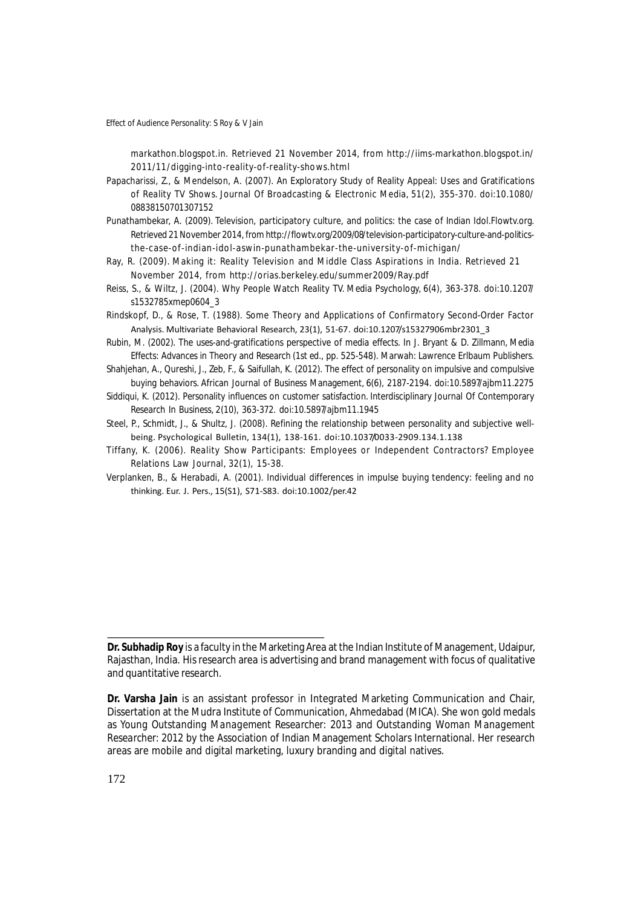markathon.blogspot.in. Retrieved 21 November 2014, from http://iims-markathon.blogspot.in/2011/11/digging-into-reality-of-reality-shows.html

Papacharissi, Z., & Mendelson, A. (2007). An Exploratory Study of Reality Appeal: Uses and Gratifications of Reality TV Shows. Journal Of Broadcasting & Electronic Media, 51(2), 355-370. doi:10.1080/08838150701307152

Punathambekar, A. (2009). Television, participatory culture, and politics: the case of Indian Idol.Flowtv.org. Retrieved 21 November 2014, from http://flowtv.org/2009/08/television-participatory-culture-and-politics-the-case-of-indian-idol-aswin-punathambekar-the-university-of-michigan/

Ray, R. (2009). Making it: Reality Television and Middle Class Aspirations in India. Retrieved 21 November 2014, from http://orias.berkeley.edu/summer2009/Ray.pdf

Reiss, S., & Wiltz, J. (2004). Why People Watch Reality TV. Media Psychology, 6(4), 363-378. doi:10.1207/s1532785xmep0604_3

Rindskopf, D., & Rose, T. (1988). Some Theory and Applications of Confirmatory Second-Order Factor Analysis. Multivariate Behavioral Research, 23(1), 51-67. doi:10.1207/s15327906mbr2301_3

Rubin, M. (2002). The uses-and-gratifications perspective of media effects. In J. Bryant & D. Zillmann, Media Effects: Advances in Theory and Research (1st ed., pp. 525-548). Marwah: Lawrence Erlbaum Publishers.

Shahjehan, A., Qureshi, J., Zeb, F., & Saifullah, K. (2012). The effect of personality on impulsive and compulsive buying behaviors. African Journal of Business Management, 6(6), 2187-2194. doi:10.5897/ajbm11.2275

Siddiqui, K. (2012). Personality influences on customer satisfaction. Interdisciplinary Journal Of Contemporary Research In Business, 2(10), 363-372. doi:10.5897/ajbm11.1945

Steel, P., Schmidt, J., & Shultz, J. (2008). Refining the relationship between personality and subjective well-being. Psychological Bulletin, 134(1), 138-161. doi:10.1037/0033-2909.134.1.138

Tiffany, K. (2006). Reality Show Participants: Employees or Independent Contractors? Employee Relations Law Journal, 32(1), 15-38.

Verplanken, B., & Herabadi, A. (2001). Individual differences in impulse buying tendency: feeling and no thinking. Eur. J. Pers., 15(S1), S71-S83. doi:10.1002/per.42

---

**Dr. Subhadip Roy** is a faculty in the Marketing Area at the Indian Institute of Management, Udaipur, Rajasthan, India. His research area is advertising and brand management with focus of qualitative and quantitative research.

**Dr. Varsha Jain** is an assistant professor in Integrated Marketing Communication and Chair, Dissertation at the Mudra Institute of Communication, Ahmedabad (MICA). She won gold medals as Young Outstanding Management Researcher: 2013 and Outstanding Woman Management Researcher: 2012 by the Association of Indian Management Scholars International. Her research areas are mobile and digital marketing, luxury branding and digital natives.